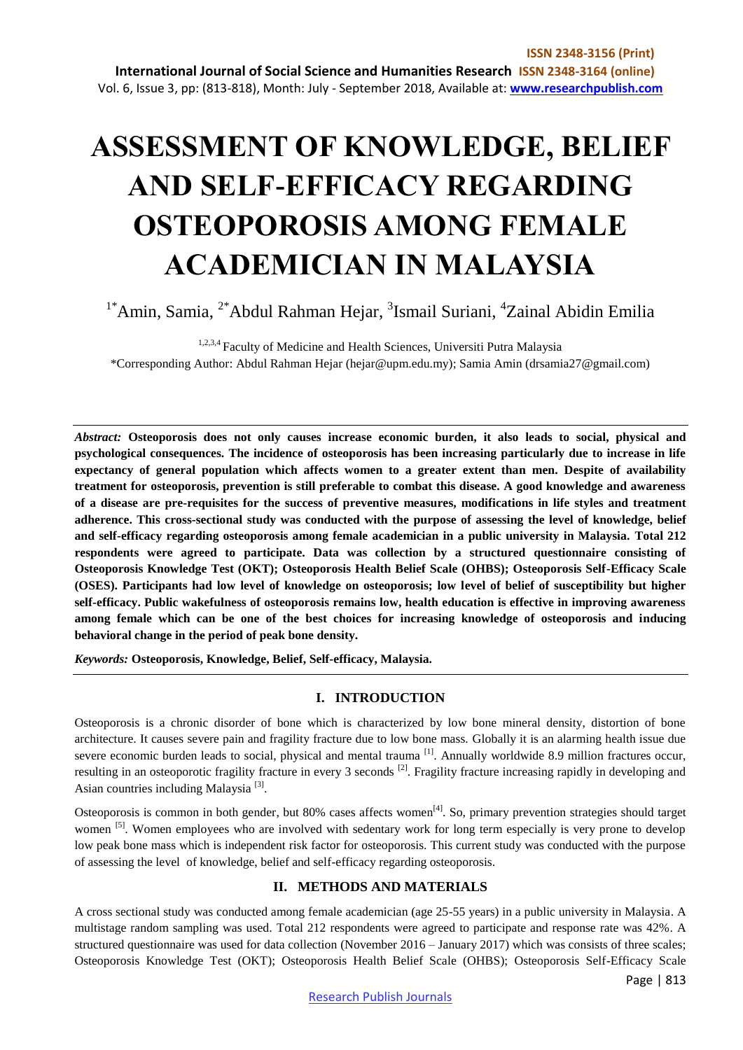# ASSESSMENT OF KNOWLEDGE, BELIEF AND SELF-EFFICACY REGARDING OSTEOPOROSIS AMONG FEMALE ACADEMICIAN IN MALAYSIA

[1*]Amin, Samia, [2*]Abdul Rahman Hejar, [3]Ismail Suriani, [4]Zainal Abidin Emilia

[1,2,3,4] Faculty of Medicine and Health Sciences, Universiti Putra Malaysia

*Corresponding Author: Abdul Rahman Hejar (hejar@upm.edu.my); Samia Amin (drsamia27@gmail.com)

*Abstract:* **Osteoporosis does not only causes increase economic burden, it also leads to social, physical and psychological consequences. The incidence of osteoporosis has been increasing particularly due to increase in life expectancy of general population which affects women to a greater extent than men. Despite of availability treatment for osteoporosis, prevention is still preferable to combat this disease. A good knowledge and awareness of a disease are pre-requisites for the success of preventive measures, modifications in life styles and treatment adherence. This cross-sectional study was conducted with the purpose of assessing the level of knowledge, belief and self-efficacy regarding osteoporosis among female academician in a public university in Malaysia. Total 212 respondents were agreed to participate. Data was collection by a structured questionnaire consisting of Osteoporosis Knowledge Test (OKT); Osteoporosis Health Belief Scale (OHBS); Osteoporosis Self-Efficacy Scale (OSES). Participants had low level of knowledge on osteoporosis; low level of belief of susceptibility but higher self-efficacy. Public wakefulness of osteoporosis remains low, health education is effective in improving awareness among female which can be one of the best choices for increasing knowledge of osteoporosis and inducing behavioral change in the period of peak bone density.**

*Keywords:* **Osteoporosis, Knowledge, Belief, Self-efficacy, Malaysia.**

## I. INTRODUCTION

Osteoporosis is a chronic disorder of bone which is characterized by low bone mineral density, distortion of bone architecture. It causes severe pain and fragility fracture due to low bone mass. Globally it is an alarming health issue due severe economic burden leads to social, physical and mental trauma [1]. Annually worldwide 8.9 million fractures occur, resulting in an osteoporotic fragility fracture in every 3 seconds [2]. Fragility fracture increasing rapidly in developing and Asian countries including Malaysia [3].

Osteoporosis is common in both gender, but 80% cases affects women[4]. So, primary prevention strategies should target women [5]. Women employees who are involved with sedentary work for long term especially is very prone to develop low peak bone mass which is independent risk factor for osteoporosis. This current study was conducted with the purpose of assessing the level of knowledge, belief and self-efficacy regarding osteoporosis.

## II. METHODS AND MATERIALS

A cross sectional study was conducted among female academician (age 25-55 years) in a public university in Malaysia. A multistage random sampling was used. Total 212 respondents were agreed to participate and response rate was 42%. A structured questionnaire was used for data collection (November 2016 – January 2017) which was consists of three scales; Osteoporosis Knowledge Test (OKT); Osteoporosis Health Belief Scale (OHBS); Osteoporosis Self-Efficacy Scale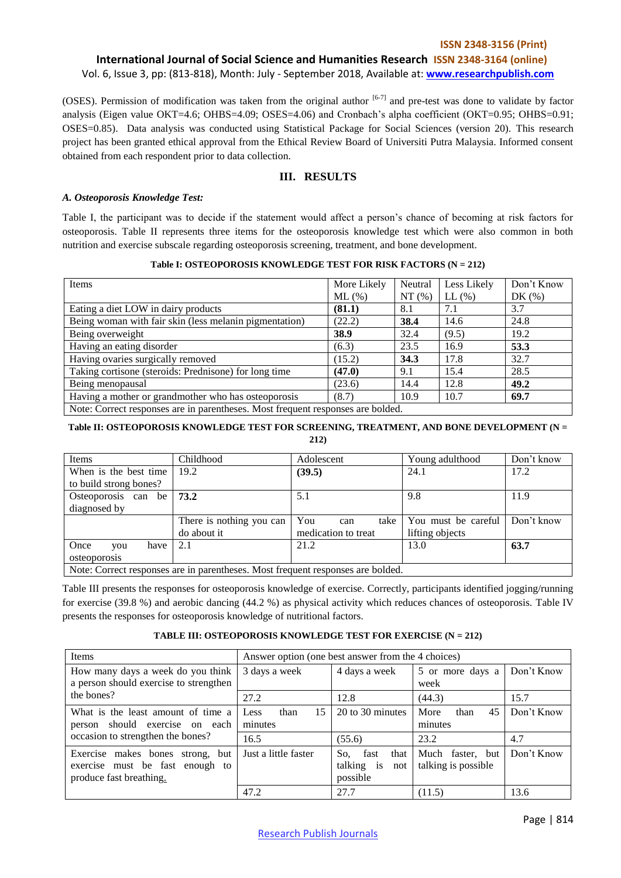(OSES). Permission of modification was taken from the original author [6-7] and pre-test was done to validate by factor analysis (Eigen value OKT=4.6; OHBS=4.09; OSES=4.06) and Cronbach's alpha coefficient (OKT=0.95; OHBS=0.91; OSES=0.85). Data analysis was conducted using Statistical Package for Social Sciences (version 20). This research project has been granted ethical approval from the Ethical Review Board of Universiti Putra Malaysia. Informed consent obtained from each respondent prior to data collection.

## III. RESULTS

### *A. Osteoporosis Knowledge Test:*

Table I, the participant was to decide if the statement would affect a person's chance of becoming at risk factors for osteoporosis. Table II represents three items for the osteoporosis knowledge test which were also common in both nutrition and exercise subscale regarding osteoporosis screening, treatment, and bone development.

**Table I: OSTEOPOROSIS KNOWLEDGE TEST FOR RISK FACTORS (N = 212)**

| Items | More Likely ML (%) | Neutral NT (%) | Less Likely LL (%) | Don't Know DK (%) |
|---|---|---|---|---|
| Eating a diet LOW in dairy products | **(81.1)** | 8.1 | 7.1 | 3.7 |
| Being woman with fair skin (less melanin pigmentation) | (22.2) | **38.4** | 14.6 | 24.8 |
| Being overweight | **38.9** | 32.4 | (9.5) | 19.2 |
| Having an eating disorder | (6.3) | 23.5 | 16.9 | **53.3** |
| Having ovaries surgically removed | (15.2) | **34.3** | 17.8 | 32.7 |
| Taking cortisone (steroids: Prednisone) for long time | **(47.0)** | 9.1 | 15.4 | 28.5 |
| Being menopausal | (23.6) | 14.4 | 12.8 | **49.2** |
| Having a mother or grandmother who has osteoporosis | (8.7) | 10.9 | 10.7 | **69.7** |
| Note: Correct responses are in parentheses. Most frequent responses are bolded. | | | | |

**Table II: OSTEOPOROSIS KNOWLEDGE TEST FOR SCREENING, TREATMENT, AND BONE DEVELOPMENT (N = 212)**

| Items | Childhood | Adolescent | Young adulthood | Don't know |
|---|---|---|---|---|
| When is the best time to build strong bones? | 19.2 | **(39.5)** | 24.1 | 17.2 |
| Osteoporosis can be diagnosed by | **73.2** | 5.1 | 9.8 | 11.9 |
| | There is nothing you can do about it | You can take medication to treat | You must be careful lifting objects | Don't know |
| Once you have osteoporosis | 2.1 | 21.2 | 13.0 | **63.7** |
| Note: Correct responses are in parentheses. Most frequent responses are bolded. | | | | |

Table III presents the responses for osteoporosis knowledge of exercise. Correctly, participants identified jogging/running for exercise (39.8 %) and aerobic dancing (44.2 %) as physical activity which reduces chances of osteoporosis. Table IV presents the responses for osteoporosis knowledge of nutritional factors.

**TABLE III: OSTEOPOROSIS KNOWLEDGE TEST FOR EXERCISE (N = 212)**

| Items | Answer option (one best answer from the 4 choices) | | | |
|---|---|---|---|---|
| How many days a week do you think a person should exercise to strengthen the bones? | 3 days a week | 4 days a week | 5 or more days a week | Don't Know |
| | 27.2 | 12.8 | (44.3) | 15.7 |
| What is the least amount of time a person should exercise on each occasion to strengthen the bones? | Less than 15 minutes | 20 to 30 minutes | More than 45 minutes | Don't Know |
| | 16.5 | (55.6) | 23.2 | 4.7 |
| Exercise makes bones strong, but exercise must be fast enough to produce fast breathing. | Just a little faster | So, fast that talking is not possible | Much faster, but talking is possible | Don't Know |
| | 47.2 | 27.7 | (11.5) | 13.6 |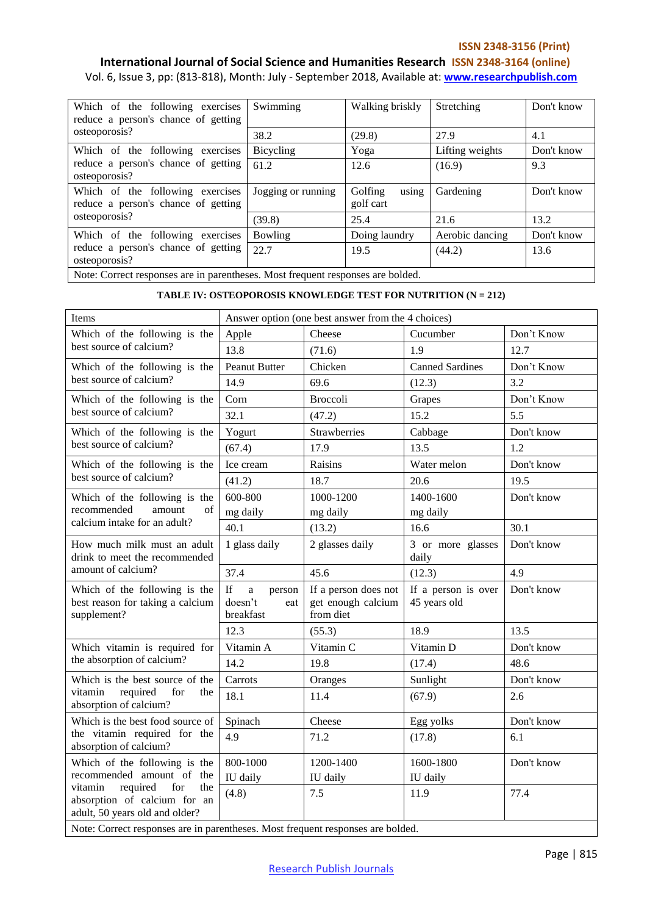| Which of the following exercises reduce a person's chance of getting osteoporosis? | Swimming | Walking briskly | Stretching | Don't know |
|---|---|---|---|---|
| | 38.2 | (29.8) | 27.9 | 4.1 |
| Which of the following exercises reduce a person's chance of getting osteoporosis? | Bicycling | Yoga | Lifting weights | Don't know |
| | 61.2 | 12.6 | (16.9) | 9.3 |
| Which of the following exercises reduce a person's chance of getting osteoporosis? | Jogging or running | Golfing using golf cart | Gardening | Don't know |
| | (39.8) | 25.4 | 21.6 | 13.2 |
| Which of the following exercises reduce a person's chance of getting osteoporosis? | Bowling | Doing laundry | Aerobic dancing | Don't know |
| | 22.7 | 19.5 | (44.2) | 13.6 |

Note: Correct responses are in parentheses. Most frequent responses are bolded.

**TABLE IV: OSTEOPOROSIS KNOWLEDGE TEST FOR NUTRITION (N = 212)**

| Items | Answer option (one best answer from the 4 choices) | | | |
|---|---|---|---|---|
| Which of the following is the best source of calcium? | Apple | Cheese | Cucumber | Don't Know |
| | 13.8 | (71.6) | 1.9 | 12.7 |
| Which of the following is the best source of calcium? | Peanut Butter | Chicken | Canned Sardines | Don't Know |
| | 14.9 | 69.6 | (12.3) | 3.2 |
| Which of the following is the best source of calcium? | Corn | Broccoli | Grapes | Don't Know |
| | 32.1 | (47.2) | 15.2 | 5.5 |
| Which of the following is the best source of calcium? | Yogurt | Strawberries | Cabbage | Don't know |
| | (67.4) | 17.9 | 13.5 | 1.2 |
| Which of the following is the best source of calcium? | Ice cream | Raisins | Water melon | Don't know |
| | (41.2) | 18.7 | 20.6 | 19.5 |
| Which of the following is the recommended amount of calcium intake for an adult? | 600-800 mg daily | 1000-1200 mg daily | 1400-1600 mg daily | Don't know |
| | 40.1 | (13.2) | 16.6 | 30.1 |
| How much milk must an adult drink to meet the recommended amount of calcium? | 1 glass daily | 2 glasses daily | 3 or more glasses daily | Don't know |
| | 37.4 | 45.6 | (12.3) | 4.9 |
| Which of the following is the best reason for taking a calcium supplement? | If a person doesn't eat breakfast | If a person does not get enough calcium from diet | If a person is over 45 years old | Don't know |
| | 12.3 | (55.3) | 18.9 | 13.5 |
| Which vitamin is required for the absorption of calcium? | Vitamin A | Vitamin C | Vitamin D | Don't know |
| | 14.2 | 19.8 | (17.4) | 48.6 |
| Which is the best source of the vitamin required for the absorption of calcium? | Carrots | Oranges | Sunlight | Don't know |
| | 18.1 | 11.4 | (67.9) | 2.6 |
| Which is the best food source of the vitamin required for the absorption of calcium? | Spinach | Cheese | Egg yolks | Don't know |
| | 4.9 | 71.2 | (17.8) | 6.1 |
| Which of the following is the recommended amount of the vitamin required for the absorption of calcium for an adult, 50 years old and older? | 800-1000 IU daily | 1200-1400 IU daily | 1600-1800 IU daily | Don't know |
| | (4.8) | 7.5 | 11.9 | 77.4 |

Note: Correct responses are in parentheses. Most frequent responses are bolded.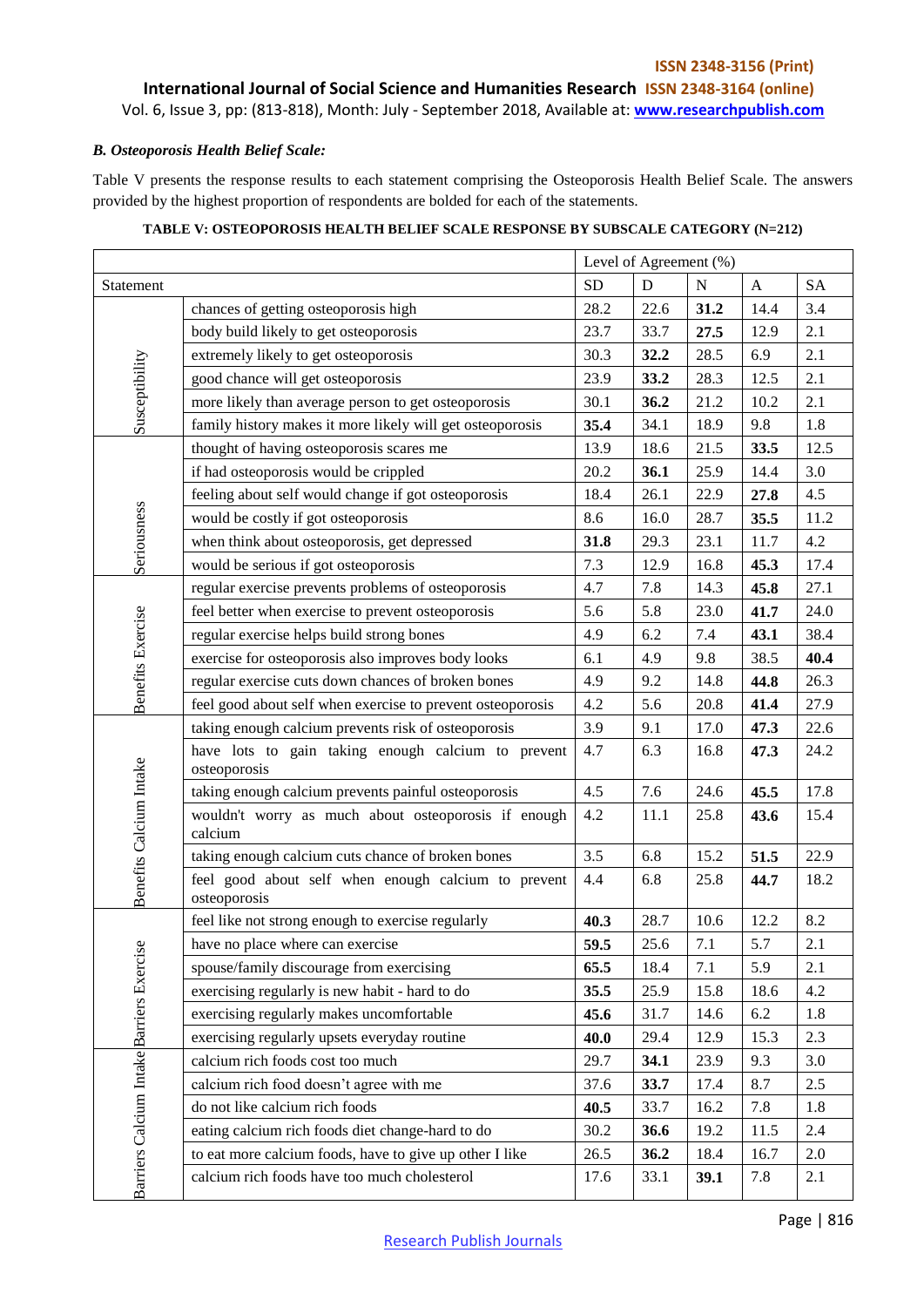### *B. Osteoporosis Health Belief Scale:*

Table V presents the response results to each statement comprising the Osteoporosis Health Belief Scale. The answers provided by the highest proportion of respondents are bolded for each of the statements.

**TABLE V: OSTEOPOROSIS HEALTH BELIEF SCALE RESPONSE BY SUBSCALE CATEGORY (N=212)**

| | | Level of Agreement (%) | | | | |
|---|---|---|---|---|---|---|
| Statement | | SD | D | N | A | SA |
| Susceptibility | chances of getting osteoporosis high | 28.2 | 22.6 | **31.2** | 14.4 | 3.4 |
| | body build likely to get osteoporosis | 23.7 | 33.7 | **27.5** | 12.9 | 2.1 |
| | extremely likely to get osteoporosis | 30.3 | **32.2** | 28.5 | 6.9 | 2.1 |
| | good chance will get osteoporosis | 23.9 | **33.2** | 28.3 | 12.5 | 2.1 |
| | more likely than average person to get osteoporosis | 30.1 | **36.2** | 21.2 | 10.2 | 2.1 |
| | family history makes it more likely will get osteoporosis | **35.4** | 34.1 | 18.9 | 9.8 | 1.8 |
| Seriousness | thought of having osteoporosis scares me | 13.9 | 18.6 | 21.5 | **33.5** | 12.5 |
| | if had osteoporosis would be crippled | 20.2 | **36.1** | 25.9 | 14.4 | 3.0 |
| | feeling about self would change if got osteoporosis | 18.4 | 26.1 | 22.9 | **27.8** | 4.5 |
| | would be costly if got osteoporosis | 8.6 | 16.0 | 28.7 | **35.5** | 11.2 |
| | when think about osteoporosis, get depressed | **31.8** | 29.3 | 23.1 | 11.7 | 4.2 |
| | would be serious if got osteoporosis | 7.3 | 12.9 | 16.8 | **45.3** | 17.4 |
| Benefits Exercise | regular exercise prevents problems of osteoporosis | 4.7 | 7.8 | 14.3 | **45.8** | 27.1 |
| | feel better when exercise to prevent osteoporosis | 5.6 | 5.8 | 23.0 | **41.7** | 24.0 |
| | regular exercise helps build strong bones | 4.9 | 6.2 | 7.4 | **43.1** | 38.4 |
| | exercise for osteoporosis also improves body looks | 6.1 | 4.9 | 9.8 | 38.5 | **40.4** |
| | regular exercise cuts down chances of broken bones | 4.9 | 9.2 | 14.8 | **44.8** | 26.3 |
| | feel good about self when exercise to prevent osteoporosis | 4.2 | 5.6 | 20.8 | **41.4** | 27.9 |
| Benefits Calcium Intake | taking enough calcium prevents risk of osteoporosis | 3.9 | 9.1 | 17.0 | **47.3** | 22.6 |
| | have lots to gain taking enough calcium to prevent osteoporosis | 4.7 | 6.3 | 16.8 | **47.3** | 24.2 |
| | taking enough calcium prevents painful osteoporosis | 4.5 | 7.6 | 24.6 | **45.5** | 17.8 |
| | wouldn't worry as much about osteoporosis if enough calcium | 4.2 | 11.1 | 25.8 | **43.6** | 15.4 |
| | taking enough calcium cuts chance of broken bones | 3.5 | 6.8 | 15.2 | **51.5** | 22.9 |
| | feel good about self when enough calcium to prevent osteoporosis | 4.4 | 6.8 | 25.8 | **44.7** | 18.2 |
| Barriers Exercise | feel like not strong enough to exercise regularly | **40.3** | 28.7 | 10.6 | 12.2 | 8.2 |
| | have no place where can exercise | **59.5** | 25.6 | 7.1 | 5.7 | 2.1 |
| | spouse/family discourage from exercising | **65.5** | 18.4 | 7.1 | 5.9 | 2.1 |
| | exercising regularly is new habit - hard to do | **35.5** | 25.9 | 15.8 | 18.6 | 4.2 |
| | exercising regularly makes uncomfortable | **45.6** | 31.7 | 14.6 | 6.2 | 1.8 |
| | exercising regularly upsets everyday routine | **40.0** | 29.4 | 12.9 | 15.3 | 2.3 |
| Barriers Calcium Intake | calcium rich foods cost too much | 29.7 | **34.1** | 23.9 | 9.3 | 3.0 |
| | calcium rich food doesn't agree with me | 37.6 | **33.7** | 17.4 | 8.7 | 2.5 |
| | do not like calcium rich foods | **40.5** | 33.7 | 16.2 | 7.8 | 1.8 |
| | eating calcium rich foods diet change-hard to do | 30.2 | **36.6** | 19.2 | 11.5 | 2.4 |
| | to eat more calcium foods, have to give up other I like | 26.5 | **36.2** | 18.4 | 16.7 | 2.0 |
| | calcium rich foods have too much cholesterol | 17.6 | 33.1 | **39.1** | 7.8 | 2.1 |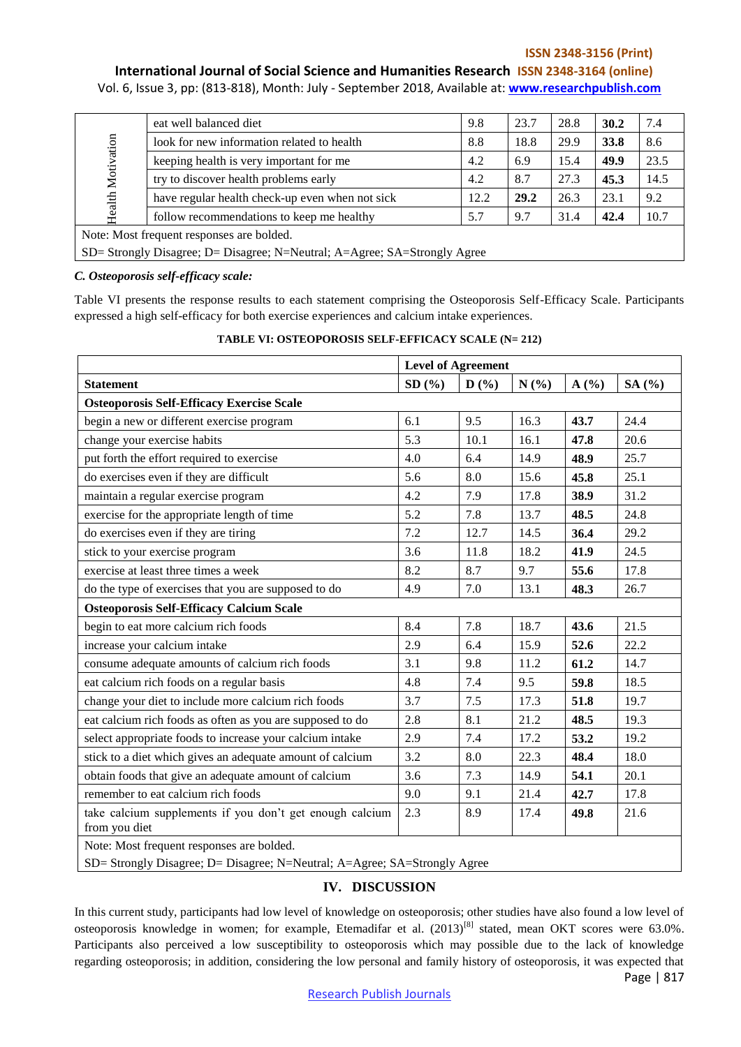| | | SD | D | N | A | SA |
|---|---|---|---|---|---|---|
| Health Motivation | eat well balanced diet | 9.8 | 23.7 | 28.8 | **30.2** | 7.4 |
| | look for new information related to health | 8.8 | 18.8 | 29.9 | **33.8** | 8.6 |
| | keeping health is very important for me | 4.2 | 6.9 | 15.4 | **49.9** | 23.5 |
| | try to discover health problems early | 4.2 | 8.7 | 27.3 | **45.3** | 14.5 |
| | have regular health check-up even when not sick | 12.2 | **29.2** | 26.3 | 23.1 | 9.2 |
| | follow recommendations to keep me healthy | 5.7 | 9.7 | 31.4 | **42.4** | 10.7 |

Note: Most frequent responses are bolded.

SD= Strongly Disagree; D= Disagree; N=Neutral; A=Agree; SA=Strongly Agree

### *C. Osteoporosis self-efficacy scale:*

Table VI presents the response results to each statement comprising the Osteoporosis Self-Efficacy Scale. Participants expressed a high self-efficacy for both exercise experiences and calcium intake experiences.

**TABLE VI: OSTEOPOROSIS SELF-EFFICACY SCALE (N= 212)**

| | Level of Agreement | | | | |
|---|---|---|---|---|---|
| **Statement** | **SD (%)** | **D (%)** | **N (%)** | **A (%)** | **SA (%)** |
| **Osteoporosis Self-Efficacy Exercise Scale** | | | | | |
| begin a new or different exercise program | 6.1 | 9.5 | 16.3 | **43.7** | 24.4 |
| change your exercise habits | 5.3 | 10.1 | 16.1 | **47.8** | 20.6 |
| put forth the effort required to exercise | 4.0 | 6.4 | 14.9 | **48.9** | 25.7 |
| do exercises even if they are difficult | 5.6 | 8.0 | 15.6 | **45.8** | 25.1 |
| maintain a regular exercise program | 4.2 | 7.9 | 17.8 | **38.9** | 31.2 |
| exercise for the appropriate length of time | 5.2 | 7.8 | 13.7 | **48.5** | 24.8 |
| do exercises even if they are tiring | 7.2 | 12.7 | 14.5 | **36.4** | 29.2 |
| stick to your exercise program | 3.6 | 11.8 | 18.2 | **41.9** | 24.5 |
| exercise at least three times a week | 8.2 | 8.7 | 9.7 | **55.6** | 17.8 |
| do the type of exercises that you are supposed to do | 4.9 | 7.0 | 13.1 | **48.3** | 26.7 |
| **Osteoporosis Self-Efficacy Calcium Scale** | | | | | |
| begin to eat more calcium rich foods | 8.4 | 7.8 | 18.7 | **43.6** | 21.5 |
| increase your calcium intake | 2.9 | 6.4 | 15.9 | **52.6** | 22.2 |
| consume adequate amounts of calcium rich foods | 3.1 | 9.8 | 11.2 | **61.2** | 14.7 |
| eat calcium rich foods on a regular basis | 4.8 | 7.4 | 9.5 | **59.8** | 18.5 |
| change your diet to include more calcium rich foods | 3.7 | 7.5 | 17.3 | **51.8** | 19.7 |
| eat calcium rich foods as often as you are supposed to do | 2.8 | 8.1 | 21.2 | **48.5** | 19.3 |
| select appropriate foods to increase your calcium intake | 2.9 | 7.4 | 17.2 | **53.2** | 19.2 |
| stick to a diet which gives an adequate amount of calcium | 3.2 | 8.0 | 22.3 | **48.4** | 18.0 |
| obtain foods that give an adequate amount of calcium | 3.6 | 7.3 | 14.9 | **54.1** | 20.1 |
| remember to eat calcium rich foods | 9.0 | 9.1 | 21.4 | **42.7** | 17.8 |
| take calcium supplements if you don't get enough calcium from you diet | 2.3 | 8.9 | 17.4 | **49.8** | 21.6 |

Note: Most frequent responses are bolded.

SD= Strongly Disagree; D= Disagree; N=Neutral; A=Agree; SA=Strongly Agree

## IV. DISCUSSION

In this current study, participants had low level of knowledge on osteoporosis; other studies have also found a low level of osteoporosis knowledge in women; for example, Etemadifar et al. (2013)[8] stated, mean OKT scores were 63.0%. Participants also perceived a low susceptibility to osteoporosis which may possible due to the lack of knowledge regarding osteoporosis; in addition, considering the low personal and family history of osteoporosis, it was expected that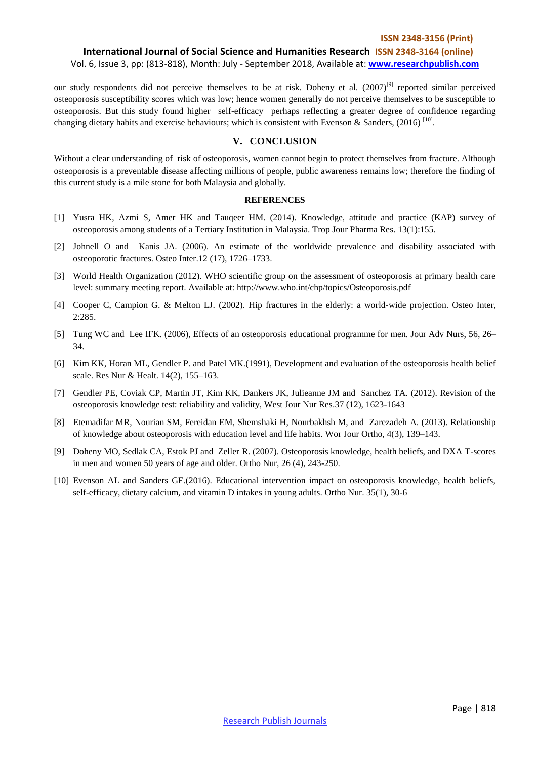our study respondents did not perceive themselves to be at risk. Doheny et al. (2007)[9] reported similar perceived osteoporosis susceptibility scores which was low; hence women generally do not perceive themselves to be susceptible to osteoporosis. But this study found higher self-efficacy perhaps reflecting a greater degree of confidence regarding changing dietary habits and exercise behaviours; which is consistent with Evenson & Sanders, (2016) [10].

## V. CONCLUSION

Without a clear understanding of risk of osteoporosis, women cannot begin to protect themselves from fracture. Although osteoporosis is a preventable disease affecting millions of people, public awareness remains low; therefore the finding of this current study is a mile stone for both Malaysia and globally.

### REFERENCES

[1] Yusra HK, Azmi S, Amer HK and Tauqeer HM. (2014). Knowledge, attitude and practice (KAP) survey of osteoporosis among students of a Tertiary Institution in Malaysia. Trop Jour Pharma Res. 13(1):155.

[2] Johnell O and Kanis JA. (2006). An estimate of the worldwide prevalence and disability associated with osteoporotic fractures. Osteo Inter.12 (17), 1726–1733.

[3] World Health Organization (2012). WHO scientific group on the assessment of osteoporosis at primary health care level: summary meeting report. Available at: http://www.who.int/chp/topics/Osteoporosis.pdf

[4] Cooper C, Campion G. & Melton LJ. (2002). Hip fractures in the elderly: a world-wide projection. Osteo Inter, 2:285.

[5] Tung WC and Lee IFK. (2006), Effects of an osteoporosis educational programme for men. Jour Adv Nurs, 56, 26–34.

[6] Kim KK, Horan ML, Gendler P. and Patel MK.(1991), Development and evaluation of the osteoporosis health belief scale. Res Nur & Healt. 14(2), 155–163.

[7] Gendler PE, Coviak CP, Martin JT, Kim KK, Dankers JK, Julieanne JM and Sanchez TA. (2012). Revision of the osteoporosis knowledge test: reliability and validity, West Jour Nur Res.37 (12), 1623-1643

[8] Etemadifar MR, Nourian SM, Fereidan EM, Shemshaki H, Nourbakhsh M, and Zarezadeh A. (2013). Relationship of knowledge about osteoporosis with education level and life habits. Wor Jour Ortho, 4(3), 139–143.

[9] Doheny MO, Sedlak CA, Estok PJ and Zeller R. (2007). Osteoporosis knowledge, health beliefs, and DXA T-scores in men and women 50 years of age and older. Ortho Nur, 26 (4), 243-250.

[10] Evenson AL and Sanders GF.(2016). Educational intervention impact on osteoporosis knowledge, health beliefs, self-efficacy, dietary calcium, and vitamin D intakes in young adults. Ortho Nur. 35(1), 30-6